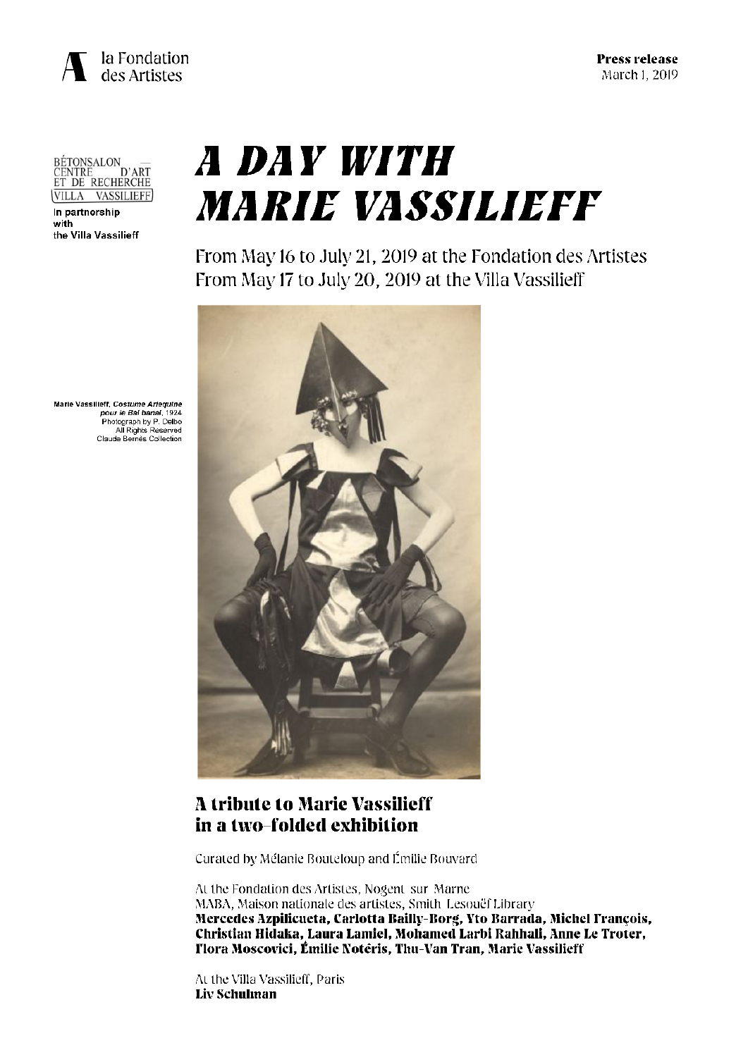la Fondation des Artistes

**Press release**
March 1, 2019

BÉTONSALON — CENTRE D'ART ET DE RECHERCHE
VILLA VASSILIEFF

In partnership with the Villa Vassilieff

# *A DAY WITH MARIE VASSILIEFF*

From May 16 to July 21, 2019 at the Fondation des Artistes
From May 17 to July 20, 2019 at the Villa Vassilieff

Marie Vassilieff, *Costume Arlequine pour le Bal banal*, 1924
Photograph by P. Delbo
All Rights Reserved
Claude Bernès Collection

## A tribute to Marie Vassilieff in a two-folded exhibition

Curated by Mélanie Bouteloup and Émilie Bouvard

At the Fondation des Artistes, Nogent-sur-Marne
MABA, Maison nationale des artistes, Smith-Lesouëf Library
**Mercedes Azpilicueta, Carlotta Bailly-Borg, Yto Barrada, Michel François, Christian Hidaka, Laura Lamiel, Mohamed Larbi Rahhali, Anne Le Troter, Flora Moscovici, Émilie Notéris, Thu-Van Tran, Marie Vassilieff**

At the Villa Vassilieff, Paris
**Liv Schulman**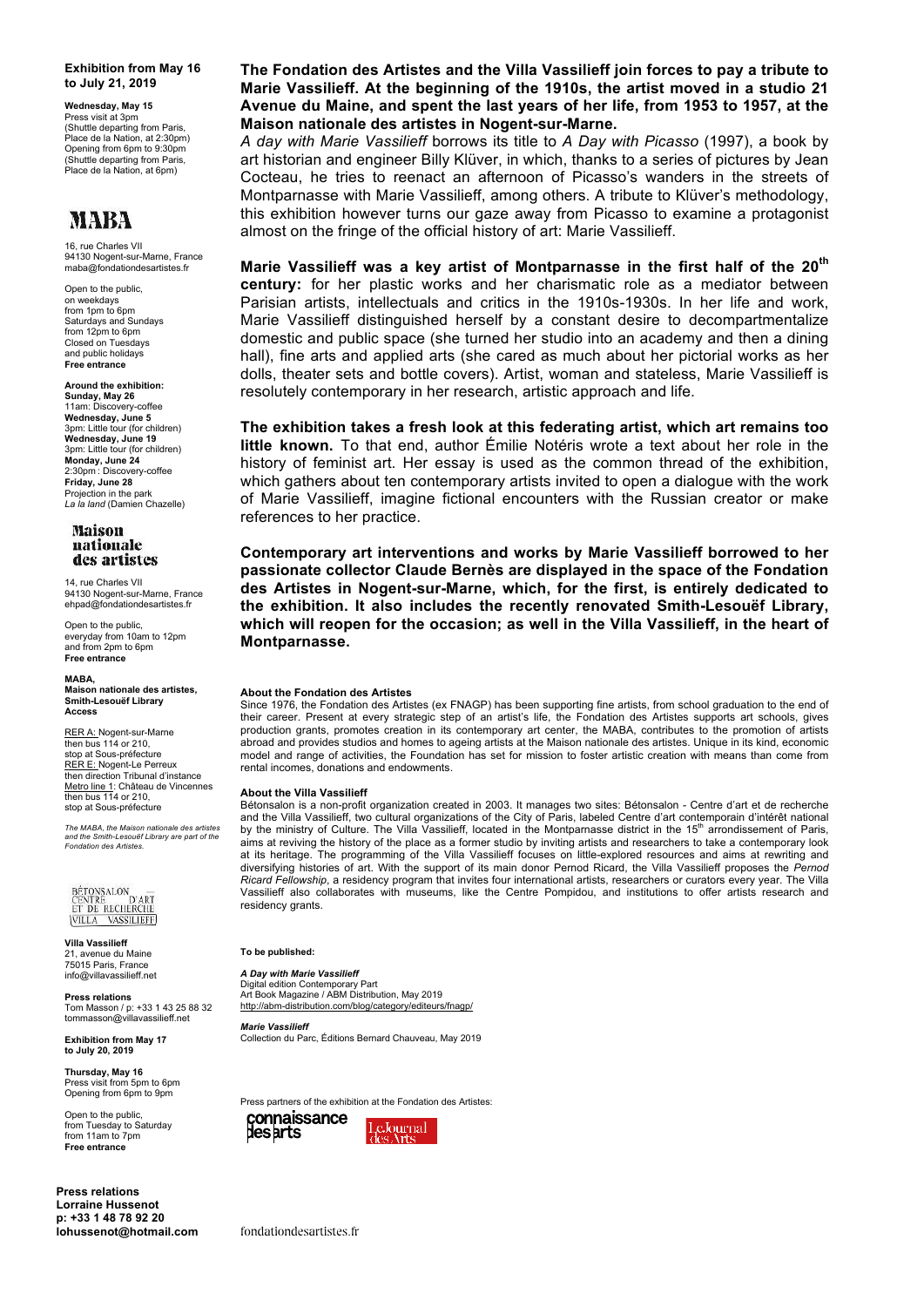**Exhibition from May 16 to July 21, 2019**

**Wednesday, May 15**
Press visit at 3pm
(Shuttle departing from Paris, Place de la Nation, at 2:30pm)
Opening from 6pm to 9:30pm
(Shuttle departing from Paris, Place de la Nation, at 6pm)

MABA

16, rue Charles VII
94130 Nogent-sur-Marne, France
maba@fondationdesartistes.fr

Open to the public, on weekdays from 1pm to 6pm
Saturdays and Sundays from 12pm to 6pm
Closed on Tuesdays and public holidays
**Free entrance**

**Around the exhibition:**
**Sunday, May 26**
11am: Discovery-coffee
**Wednesday, June 5**
3pm: Little tour (for children)
**Wednesday, June 19**
3pm: Little tour (for children)
**Monday, June 24**
2:30pm : Discovery-coffee
**Friday, June 28**
Projection in the park
*La la land* (Damien Chazelle)

Maison nationale des artistes

14, rue Charles VII
94130 Nogent-sur-Marne, France
ehpad@fondationdesartistes.fr

Open to the public, everyday from 10am to 12pm and from 2pm to 6pm
**Free entrance**

**MABA, Maison nationale des artistes, Smith-Lesouëf Library Access**

RER A: Nogent-sur-Marne then bus 114 or 210, stop at Sous-préfecture
RER E: Nogent-Le Perreux then direction Tribunal d'instance
Metro line 1: Château de Vincennes then bus 114 or 210, stop at Sous-préfecture

*The MABA, the Maison nationale des artistes and the Smith-Lesouëf Library are part of the Fondation des Artistes.*

BÉTONSALON CENTRE D'ART ET DE RECHERCHE
VILLA VASSILIEFF

**Villa Vassilieff**
21, avenue du Maine
75015 Paris, France
info@villavassilieff.net

**Press relations**
Tom Masson / p: +33 1 43 25 88 32
tommasson@villavassilieff.net

**Exhibition from May 17 to July 20, 2019**

**Thursday, May 16**
Press visit from 5pm to 6pm
Opening from 6pm to 9pm

Open to the public, from Tuesday to Saturday from 11am to 7pm
**Free entrance**

**Press relations**
**Lorraine Hussenot**
**p: +33 1 48 78 92 20**
**lohussenot@hotmail.com**

**The Fondation des Artistes and the Villa Vassilieff join forces to pay a tribute to Marie Vassilieff. At the beginning of the 1910s, the artist moved in a studio 21 Avenue du Maine, and spent the last years of her life, from 1953 to 1957, at the Maison nationale des artistes in Nogent-sur-Marne.**

*A day with Marie Vassilieff* borrows its title to *A Day with Picasso* (1997), a book by art historian and engineer Billy Klüver, in which, thanks to a series of pictures by Jean Cocteau, he tries to reenact an afternoon of Picasso's wanders in the streets of Montparnasse with Marie Vassilieff, among others. A tribute to Klüver's methodology, this exhibition however turns our gaze away from Picasso to examine a protagonist almost on the fringe of the official history of art: Marie Vassilieff.

**Marie Vassilieff was a key artist of Montparnasse in the first half of the 20th century:** for her plastic works and her charismatic role as a mediator between Parisian artists, intellectuals and critics in the 1910s-1930s. In her life and work, Marie Vassilieff distinguished herself by a constant desire to decompartmentalize domestic and public space (she turned her studio into an academy and then a dining hall), fine arts and applied arts (she cared as much about her pictorial works as her dolls, theater sets and bottle covers). Artist, woman and stateless, Marie Vassilieff is resolutely contemporary in her research, artistic approach and life.

**The exhibition takes a fresh look at this federating artist, which art remains too little known.** To that end, author Émilie Notéris wrote a text about her role in the history of feminist art. Her essay is used as the common thread of the exhibition, which gathers about ten contemporary artists invited to open a dialogue with the work of Marie Vassilieff, imagine fictional encounters with the Russian creator or make references to her practice.

**Contemporary art interventions and works by Marie Vassilieff borrowed to her passionate collector Claude Bernès are displayed in the space of the Fondation des Artistes in Nogent-sur-Marne, which, for the first, is entirely dedicated to the exhibition. It also includes the recently renovated Smith-Lesouëf Library, which will reopen for the occasion; as well in the Villa Vassilieff, in the heart of Montparnasse.**

**About the Fondation des Artistes**

Since 1976, the Fondation des Artistes (ex FNAGP) has been supporting fine artists, from school graduation to the end of their career. Present at every strategic step of an artist's life, the Fondation des Artistes supports art schools, gives production grants, promotes creation in its contemporary art center, the MABA, contributes to the promotion of artists abroad and provides studios and homes to ageing artists at the Maison nationale des artistes. Unique in its kind, economic model and range of activities, the Foundation has set for mission to foster artistic creation with means than come from rental incomes, donations and endowments.

**About the Villa Vassilieff**

Bétonsalon is a non-profit organization created in 2003. It manages two sites: Bétonsalon - Centre d'art et de recherche and the Villa Vassilieff, two cultural organizations of the City of Paris, labeled Centre d'art contemporain d'intérêt national by the ministry of Culture. The Villa Vassilieff, located in the Montparnasse district in the 15th arrondissement of Paris, aims at reviving the history of the place as a former studio by inviting artists and researchers to take a contemporary look at its heritage. The programming of the Villa Vassilieff focuses on little-explored resources and aims at rewriting and diversifying histories of art. With the support of its main donor Pernod Ricard, the Villa Vassilieff proposes the *Pernod Ricard Fellowship*, a residency program that invites four international artists, researchers or curators every year. The Villa Vassilieff also collaborates with museums, like the Centre Pompidou, and institutions to offer artists research and residency grants.

**To be published:**

***A Day with Marie Vassilieff***
Digital edition Contemporary Part
Art Book Magazine / ABM Distribution, May 2019
http://abm-distribution.com/blog/category/editeurs/fnagp/

***Marie Vassilieff***
Collection du Parc, Éditions Bernard Chauveau, May 2019

Press partners of the exhibition at the Fondation des Artistes:

connaissance des arts — Le Journal des Arts

fondationdesartistes.fr